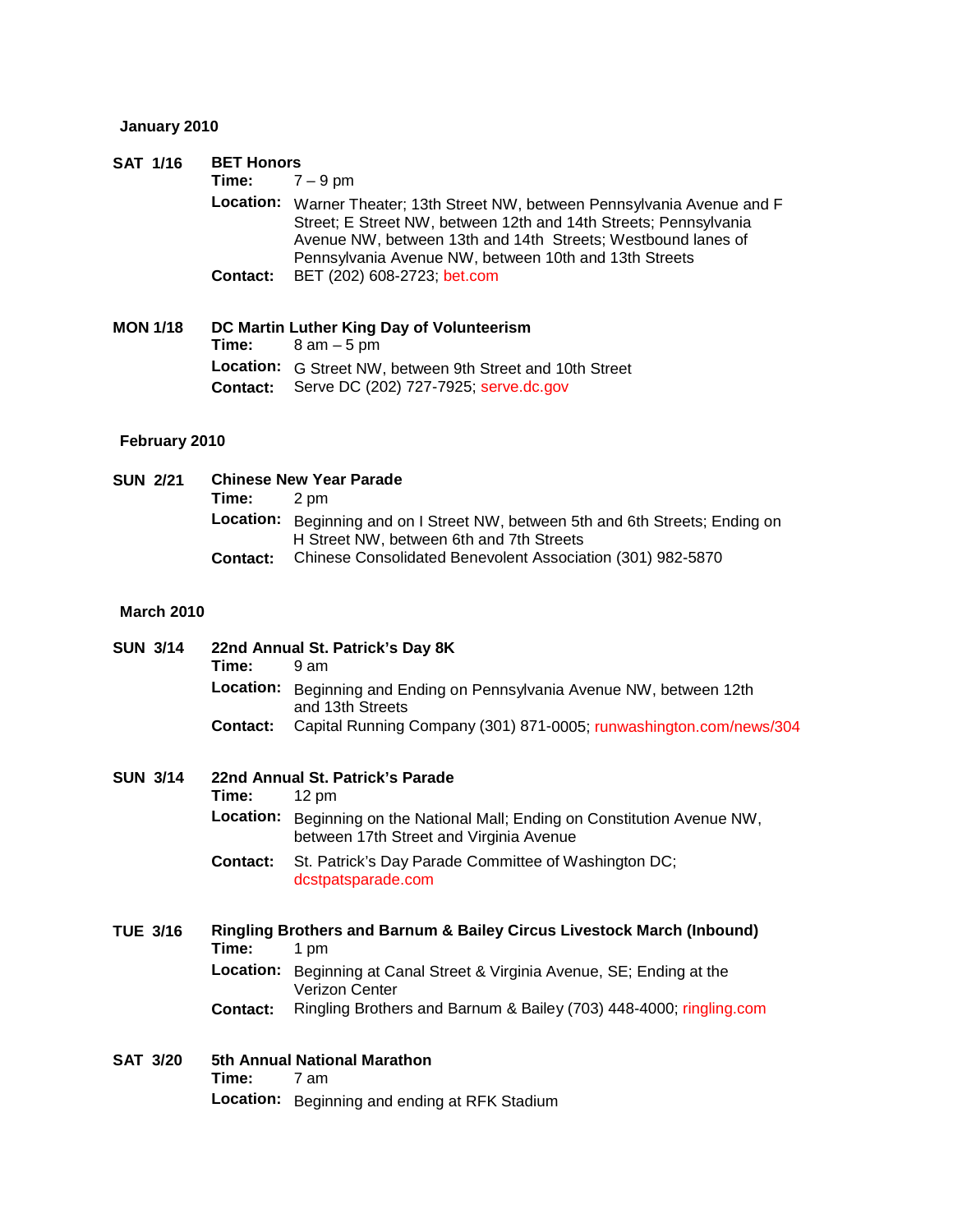## January 2010

**SAT 1/16** **BET Honors**

**Time:** 7 – 9 pm

**Location:** Warner Theater; 13th Street NW, between Pennsylvania Avenue and F Street; E Street NW, between 12th and 14th Streets; Pennsylvania Avenue NW, between 13th and 14th Streets; Westbound lanes of Pennsylvania Avenue NW, between 10th and 13th Streets

**Contact:** BET (202) 608-2723; bet.com

**MON 1/18** **DC Martin Luther King Day of Volunteerism**

**Time:** 8 am – 5 pm

**Location:** G Street NW, between 9th Street and 10th Street

**Contact:** Serve DC (202) 727-7925; serve.dc.gov

## February 2010

**SUN 2/21** **Chinese New Year Parade**

**Time:** 2 pm

**Location:** Beginning and on I Street NW, between 5th and 6th Streets; Ending on H Street NW, between 6th and 7th Streets

**Contact:** Chinese Consolidated Benevolent Association (301) 982-5870

## March 2010

**SUN 3/14** **22nd Annual St. Patrick's Day 8K**

**Time:** 9 am

**Location:** Beginning and Ending on Pennsylvania Avenue NW, between 12th and 13th Streets

**Contact:** Capital Running Company (301) 871-0005; runwashington.com/news/304

**SUN 3/14** **22nd Annual St. Patrick's Parade**

**Time:** 12 pm

**Location:** Beginning on the National Mall; Ending on Constitution Avenue NW, between 17th Street and Virginia Avenue

**Contact:** St. Patrick's Day Parade Committee of Washington DC; dcstpatsparade.com

**TUE 3/16** **Ringling Brothers and Barnum & Bailey Circus Livestock March (Inbound)**

**Time:** 1 pm

**Location:** Beginning at Canal Street & Virginia Avenue, SE; Ending at the Verizon Center

**Contact:** Ringling Brothers and Barnum & Bailey (703) 448-4000; ringling.com

**SAT 3/20** **5th Annual National Marathon**

**Time:** 7 am

**Location:** Beginning and ending at RFK Stadium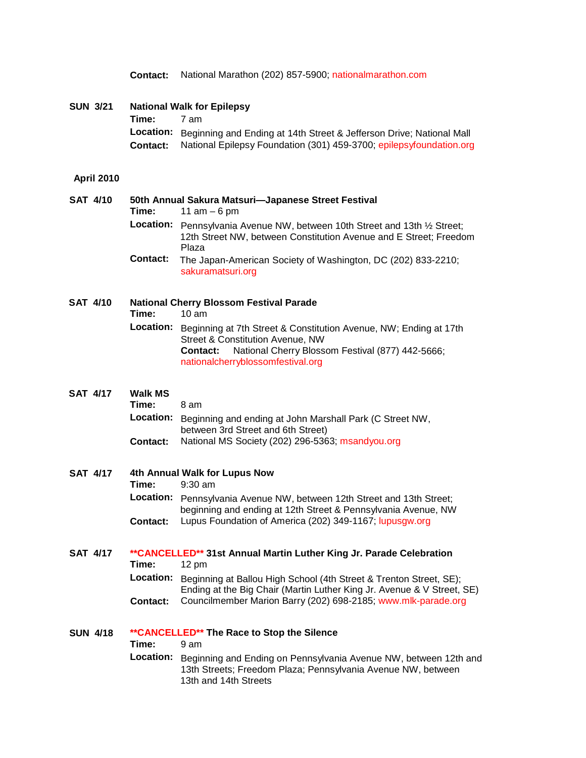**Contact:** National Marathon (202) 857-5900; nationalmarathon.com

**SUN 3/21** **National Walk for Epilepsy**

**Time:** 7 am

**Location:** Beginning and Ending at 14th Street & Jefferson Drive; National Mall

**Contact:** National Epilepsy Foundation (301) 459-3700; epilepsyfoundation.org

## April 2010

**SAT 4/10** **50th Annual Sakura Matsuri—Japanese Street Festival**

**Time:** 11 am – 6 pm

**Location:** Pennsylvania Avenue NW, between 10th Street and 13th ½ Street; 12th Street NW, between Constitution Avenue and E Street; Freedom Plaza

**Contact:** The Japan-American Society of Washington, DC (202) 833-2210; sakuramatsuri.org

**SAT 4/10** **National Cherry Blossom Festival Parade**

**Time:** 10 am

**Location:** Beginning at 7th Street & Constitution Avenue, NW; Ending at 17th Street & Constitution Avenue, NW

**Contact:** National Cherry Blossom Festival (877) 442-5666; nationalcherryblossomfestival.org

**SAT 4/17** **Walk MS**

**Time:** 8 am

**Location:** Beginning and ending at John Marshall Park (C Street NW, between 3rd Street and 6th Street)

**Contact:** National MS Society (202) 296-5363; msandyou.org

**SAT 4/17** **4th Annual Walk for Lupus Now**

**Time:** 9:30 am

**Location:** Pennsylvania Avenue NW, between 12th Street and 13th Street; beginning and ending at 12th Street & Pennsylvania Avenue, NW

**Contact:** Lupus Foundation of America (202) 349-1167; lupusgw.org

**SAT 4/17** **\*\*CANCELLED\*\* 31st Annual Martin Luther King Jr. Parade Celebration**

**Time:** 12 pm

**Location:** Beginning at Ballou High School (4th Street & Trenton Street, SE); Ending at the Big Chair (Martin Luther King Jr. Avenue & V Street, SE)

**Contact:** Councilmember Marion Barry (202) 698-2185; www.mlk-parade.org

**SUN 4/18** **\*\*CANCELLED\*\* The Race to Stop the Silence**

**Time:** 9 am

**Location:** Beginning and Ending on Pennsylvania Avenue NW, between 12th and 13th Streets; Freedom Plaza; Pennsylvania Avenue NW, between 13th and 14th Streets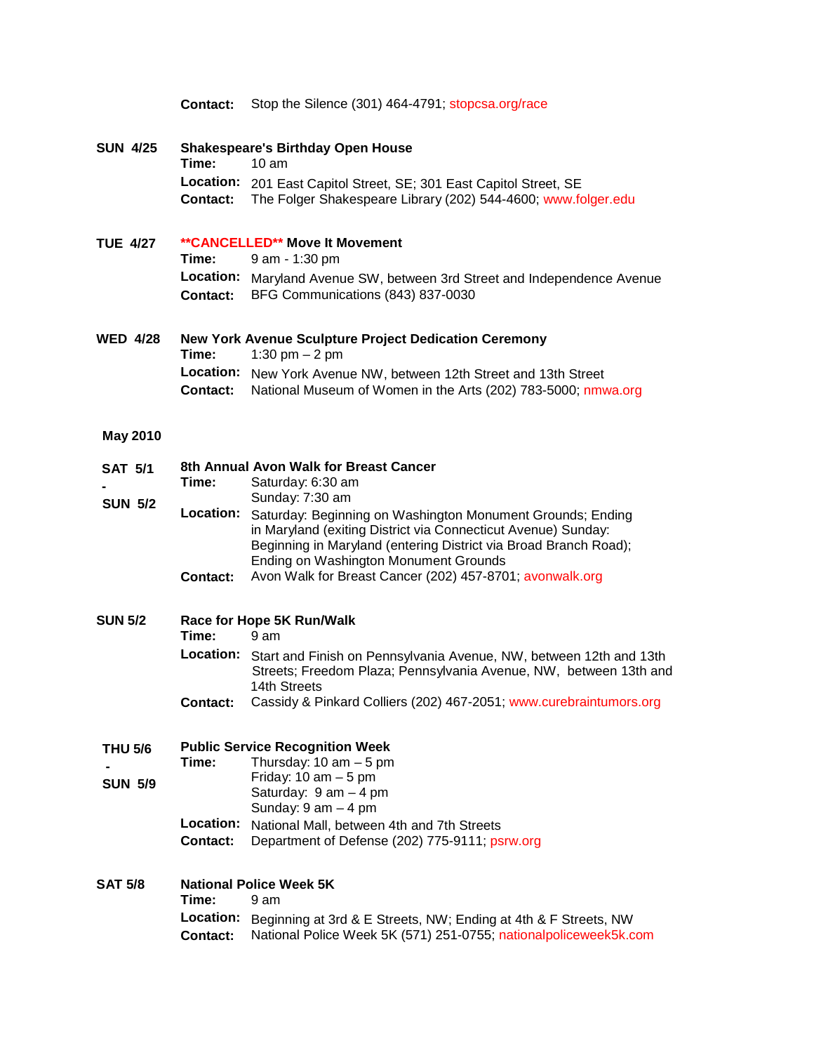**Contact:** Stop the Silence (301) 464-4791; stopcsa.org/race

**SUN 4/25** **Shakespeare's Birthday Open House**
**Time:** 10 am
**Location:** 201 East Capitol Street, SE; 301 East Capitol Street, SE
**Contact:** The Folger Shakespeare Library (202) 544-4600; www.folger.edu

**TUE 4/27** **\*\*CANCELLED\*\* Move It Movement**
**Time:** 9 am - 1:30 pm
**Location:** Maryland Avenue SW, between 3rd Street and Independence Avenue
**Contact:** BFG Communications (843) 837-0030

**WED 4/28** **New York Avenue Sculpture Project Dedication Ceremony**
**Time:** 1:30 pm – 2 pm
**Location:** New York Avenue NW, between 12th Street and 13th Street
**Contact:** National Museum of Women in the Arts (202) 783-5000; nmwa.org

## May 2010

**SAT 5/1 - SUN 5/2** **8th Annual Avon Walk for Breast Cancer**
**Time:** Saturday: 6:30 am
Sunday: 7:30 am
**Location:** Saturday: Beginning on Washington Monument Grounds; Ending in Maryland (exiting District via Connecticut Avenue) Sunday: Beginning in Maryland (entering District via Broad Branch Road); Ending on Washington Monument Grounds
**Contact:** Avon Walk for Breast Cancer (202) 457-8701; avonwalk.org

**SUN 5/2** **Race for Hope 5K Run/Walk**
**Time:** 9 am
**Location:** Start and Finish on Pennsylvania Avenue, NW, between 12th and 13th Streets; Freedom Plaza; Pennsylvania Avenue, NW, between 13th and 14th Streets
**Contact:** Cassidy & Pinkard Colliers (202) 467-2051; www.curebraintumors.org

**THU 5/6 - SUN 5/9** **Public Service Recognition Week**
**Time:** Thursday: 10 am – 5 pm
Friday: 10 am – 5 pm
Saturday: 9 am – 4 pm
Sunday: 9 am – 4 pm
**Location:** National Mall, between 4th and 7th Streets
**Contact:** Department of Defense (202) 775-9111; psrw.org

**SAT 5/8** **National Police Week 5K**
**Time:** 9 am
**Location:** Beginning at 3rd & E Streets, NW; Ending at 4th & F Streets, NW
**Contact:** National Police Week 5K (571) 251-0755; nationalpoliceweek5k.com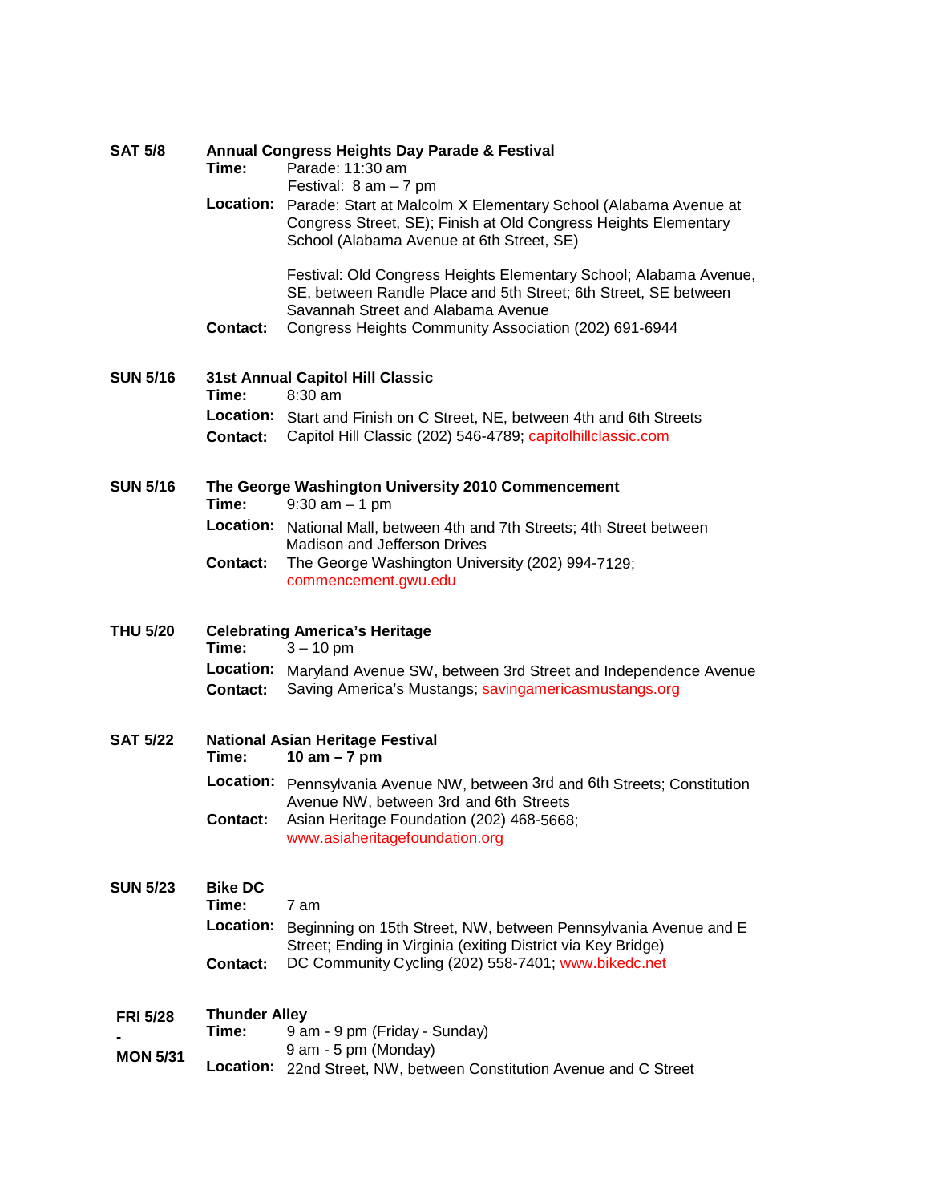**SAT 5/8** **Annual Congress Heights Day Parade & Festival**

**Time:** Parade: 11:30 am
Festival: 8 am – 7 pm

**Location:** Parade: Start at Malcolm X Elementary School (Alabama Avenue at Congress Street, SE); Finish at Old Congress Heights Elementary School (Alabama Avenue at 6th Street, SE)

Festival: Old Congress Heights Elementary School; Alabama Avenue, SE, between Randle Place and 5th Street; 6th Street, SE between Savannah Street and Alabama Avenue

**Contact:** Congress Heights Community Association (202) 691-6944

**SUN 5/16** **31st Annual Capitol Hill Classic**

**Time:** 8:30 am

**Location:** Start and Finish on C Street, NE, between 4th and 6th Streets

**Contact:** Capitol Hill Classic (202) 546-4789; capitolhillclassic.com

**SUN 5/16** **The George Washington University 2010 Commencement**

**Time:** 9:30 am – 1 pm

**Location:** National Mall, between 4th and 7th Streets; 4th Street between Madison and Jefferson Drives

**Contact:** The George Washington University (202) 994-7129; commencement.gwu.edu

**THU 5/20** **Celebrating America's Heritage**

**Time:** 3 – 10 pm

**Location:** Maryland Avenue SW, between 3rd Street and Independence Avenue

**Contact:** Saving America's Mustangs; savingamericasmustangs.org

**SAT 5/22** **National Asian Heritage Festival**

**Time:** **10 am – 7 pm**

**Location:** Pennsylvania Avenue NW, between 3rd and 6th Streets; Constitution Avenue NW, between 3rd and 6th Streets

**Contact:** Asian Heritage Foundation (202) 468-5668; www.asiaheritagefoundation.org

**SUN 5/23** **Bike DC**

**Time:** 7 am

**Location:** Beginning on 15th Street, NW, between Pennsylvania Avenue and E Street; Ending in Virginia (exiting District via Key Bridge)

**Contact:** DC Community Cycling (202) 558-7401; www.bikedc.net

**FRI 5/28 - MON 5/31** **Thunder Alley**

**Time:** 9 am - 9 pm (Friday - Sunday)
9 am - 5 pm (Monday)

**Location:** 22nd Street, NW, between Constitution Avenue and C Street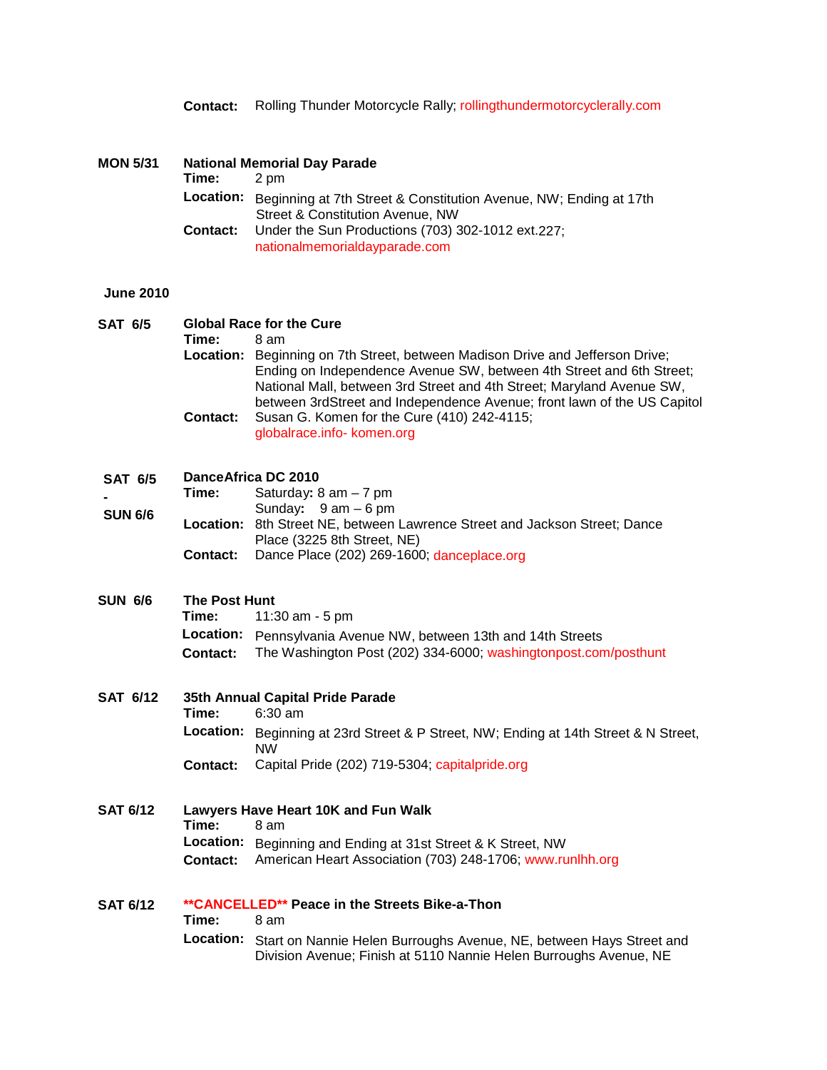**Contact:** Rolling Thunder Motorcycle Rally; rollingthundermotorcyclerally.com

**MON 5/31** **National Memorial Day Parade**

**Time:** 2 pm

**Location:** Beginning at 7th Street & Constitution Avenue, NW; Ending at 17th Street & Constitution Avenue, NW

**Contact:** Under the Sun Productions (703) 302-1012 ext.227; nationalmemorialdayparade.com

## June 2010

**SAT 6/5** **Global Race for the Cure**

**Time:** 8 am

**Location:** Beginning on 7th Street, between Madison Drive and Jefferson Drive; Ending on Independence Avenue SW, between 4th Street and 6th Street; National Mall, between 3rd Street and 4th Street; Maryland Avenue SW, between 3rdStreet and Independence Avenue; front lawn of the US Capitol

**Contact:** Susan G. Komen for the Cure (410) 242-4115; globalrace.info- komen.org

**SAT 6/5 - SUN 6/6** **DanceAfrica DC 2010**

**Time:** Saturday**:** 8 am – 7 pm
Sunday**:** 9 am – 6 pm

**Location:** 8th Street NE, between Lawrence Street and Jackson Street; Dance Place (3225 8th Street, NE)

**Contact:** Dance Place (202) 269-1600; danceplace.org

**SUN 6/6** **The Post Hunt**

**Time:** 11:30 am - 5 pm

**Location:** Pennsylvania Avenue NW, between 13th and 14th Streets

**Contact:** The Washington Post (202) 334-6000; washingtonpost.com/posthunt

**SAT 6/12** **35th Annual Capital Pride Parade**

**Time:** 6:30 am

**Location:** Beginning at 23rd Street & P Street, NW; Ending at 14th Street & N Street, NW

**Contact:** Capital Pride (202) 719-5304; capitalpride.org

**SAT 6/12** **Lawyers Have Heart 10K and Fun Walk**

**Time:** 8 am

**Location:** Beginning and Ending at 31st Street & K Street, NW

**Contact:** American Heart Association (703) 248-1706; www.runlhh.org

**SAT 6/12** **\*\*CANCELLED\*\* Peace in the Streets Bike-a-Thon**

**Time:** 8 am

**Location:** Start on Nannie Helen Burroughs Avenue, NE, between Hays Street and Division Avenue; Finish at 5110 Nannie Helen Burroughs Avenue, NE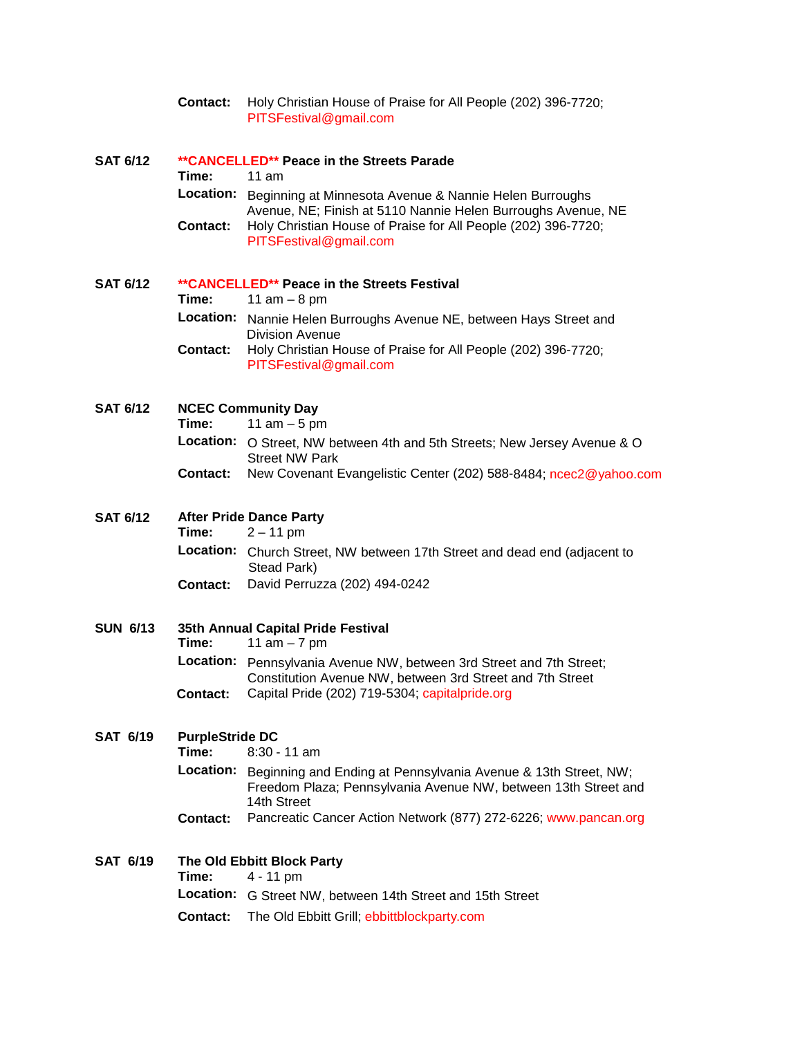**Contact:** Holy Christian House of Praise for All People (202) 396-7720; PITSFestival@gmail.com

**SAT 6/12** **CANCELLED** **Peace in the Streets Parade**

**Time:** 11 am

**Location:** Beginning at Minnesota Avenue & Nannie Helen Burroughs Avenue, NE; Finish at 5110 Nannie Helen Burroughs Avenue, NE

**Contact:** Holy Christian House of Praise for All People (202) 396-7720; PITSFestival@gmail.com

**SAT 6/12** **CANCELLED** **Peace in the Streets Festival**

**Time:** 11 am – 8 pm

**Location:** Nannie Helen Burroughs Avenue NE, between Hays Street and Division Avenue

**Contact:** Holy Christian House of Praise for All People (202) 396-7720; PITSFestival@gmail.com

**SAT 6/12** **NCEC Community Day**

**Time:** 11 am – 5 pm

**Location:** O Street, NW between 4th and 5th Streets; New Jersey Avenue & O Street NW Park

**Contact:** New Covenant Evangelistic Center (202) 588-8484; ncec2@yahoo.com

**SAT 6/12** **After Pride Dance Party**

**Time:** 2 – 11 pm

**Location:** Church Street, NW between 17th Street and dead end (adjacent to Stead Park)

**Contact:** David Perruzza (202) 494-0242

**SUN 6/13** **35th Annual Capital Pride Festival**

**Time:** 11 am – 7 pm

**Location:** Pennsylvania Avenue NW, between 3rd Street and 7th Street; Constitution Avenue NW, between 3rd Street and 7th Street

**Contact:** Capital Pride (202) 719-5304; capitalpride.org

**SAT 6/19** **PurpleStride DC**

**Time:** 8:30 - 11 am

**Location:** Beginning and Ending at Pennsylvania Avenue & 13th Street, NW; Freedom Plaza; Pennsylvania Avenue NW, between 13th Street and 14th Street

**Contact:** Pancreatic Cancer Action Network (877) 272-6226; www.pancan.org

**SAT 6/19** **The Old Ebbitt Block Party**

**Time:** 4 - 11 pm

**Location:** G Street NW, between 14th Street and 15th Street

**Contact:** The Old Ebbitt Grill; ebbittblockparty.com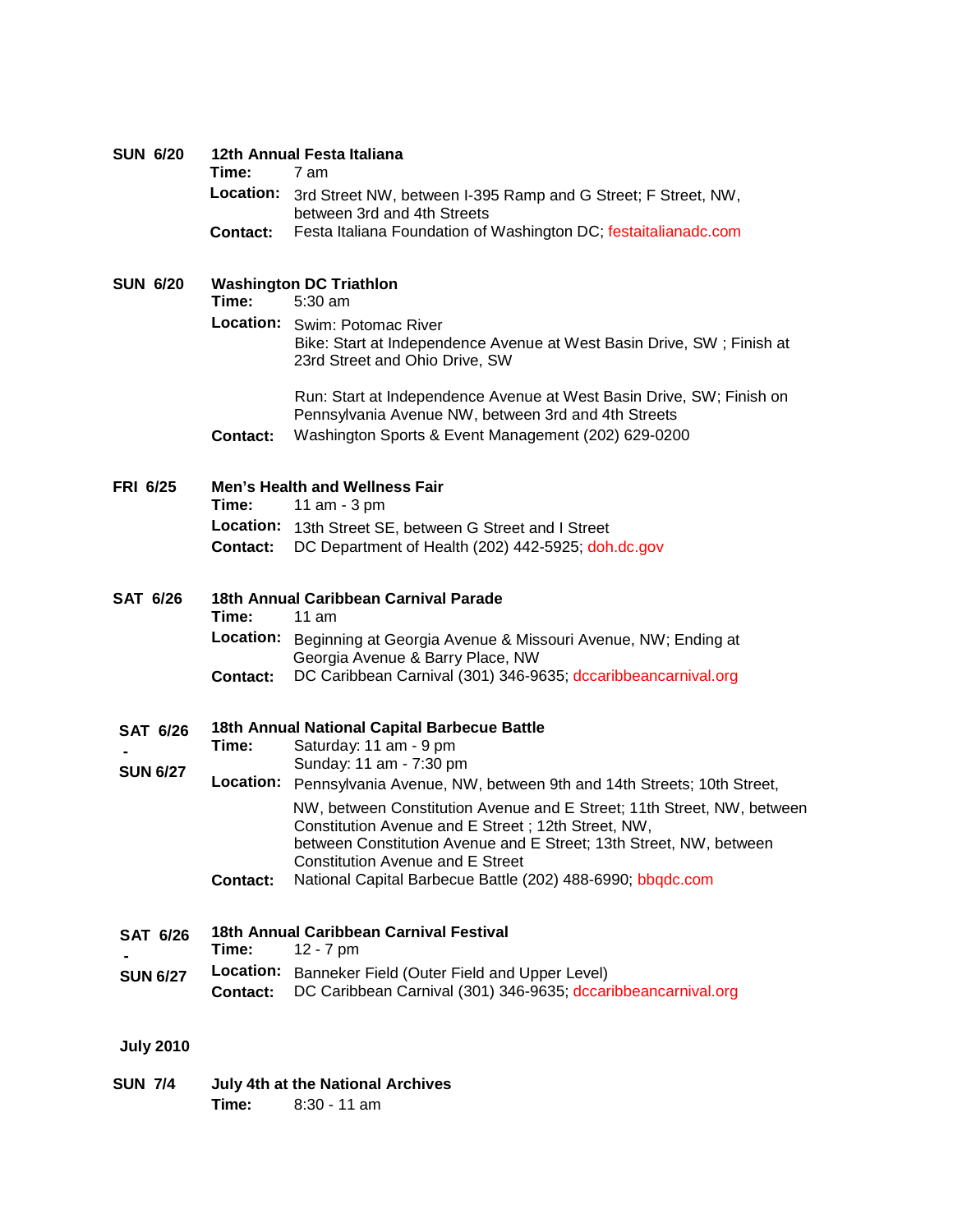**SUN 6/20** **12th Annual Festa Italiana**

**Time:** 7 am

**Location:** 3rd Street NW, between I-395 Ramp and G Street; F Street, NW, between 3rd and 4th Streets

**Contact:** Festa Italiana Foundation of Washington DC; festaitalianadc.com

**SUN 6/20** **Washington DC Triathlon**

**Time:** 5:30 am

**Location:** Swim: Potomac River
Bike: Start at Independence Avenue at West Basin Drive, SW ; Finish at 23rd Street and Ohio Drive, SW

Run: Start at Independence Avenue at West Basin Drive, SW; Finish on Pennsylvania Avenue NW, between 3rd and 4th Streets

**Contact:** Washington Sports & Event Management (202) 629-0200

**FRI 6/25** **Men's Health and Wellness Fair**

**Time:** 11 am - 3 pm

**Location:** 13th Street SE, between G Street and I Street

**Contact:** DC Department of Health (202) 442-5925; doh.dc.gov

**SAT 6/26** **18th Annual Caribbean Carnival Parade**

**Time:** 11 am

**Location:** Beginning at Georgia Avenue & Missouri Avenue, NW; Ending at Georgia Avenue & Barry Place, NW

**Contact:** DC Caribbean Carnival (301) 346-9635; dccaribbeancarnival.org

**SAT 6/26 - SUN 6/27** **18th Annual National Capital Barbecue Battle**

**Time:** Saturday: 11 am - 9 pm
Sunday: 11 am - 7:30 pm

**Location:** Pennsylvania Avenue, NW, between 9th and 14th Streets; 10th Street, NW, between Constitution Avenue and E Street; 11th Street, NW, between Constitution Avenue and E Street ; 12th Street, NW, between Constitution Avenue and E Street; 13th Street, NW, between Constitution Avenue and E Street

**Contact:** National Capital Barbecue Battle (202) 488-6990; bbqdc.com

**SAT 6/26 - SUN 6/27** **18th Annual Caribbean Carnival Festival**

**Time:** 12 - 7 pm

**Location:** Banneker Field (Outer Field and Upper Level)

**Contact:** DC Caribbean Carnival (301) 346-9635; dccaribbeancarnival.org

**July 2010**

**SUN 7/4** **July 4th at the National Archives**

**Time:** 8:30 - 11 am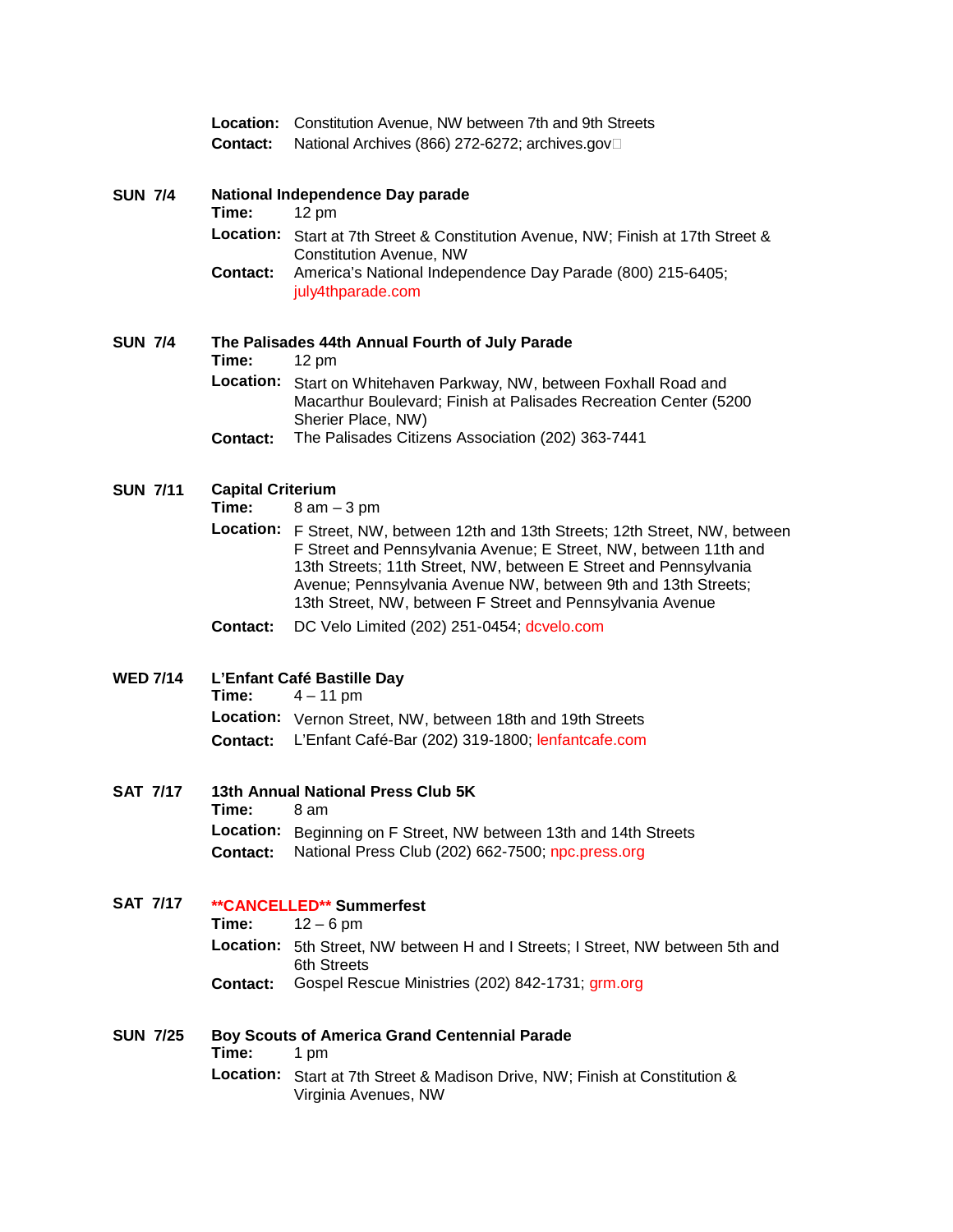**Location:** Constitution Avenue, NW between 7th and 9th Streets
**Contact:** National Archives (866) 272-6272; archives.gov

**SUN 7/4** **National Independence Day parade**
**Time:** 12 pm
**Location:** Start at 7th Street & Constitution Avenue, NW; Finish at 17th Street & Constitution Avenue, NW
**Contact:** America's National Independence Day Parade (800) 215-6405; july4thparade.com

**SUN 7/4** **The Palisades 44th Annual Fourth of July Parade**
**Time:** 12 pm
**Location:** Start on Whitehaven Parkway, NW, between Foxhall Road and Macarthur Boulevard; Finish at Palisades Recreation Center (5200 Sherier Place, NW)
**Contact:** The Palisades Citizens Association (202) 363-7441

**SUN 7/11** **Capital Criterium**
**Time:** 8 am – 3 pm
**Location:** F Street, NW, between 12th and 13th Streets; 12th Street, NW, between F Street and Pennsylvania Avenue; E Street, NW, between 11th and 13th Streets; 11th Street, NW, between E Street and Pennsylvania Avenue; Pennsylvania Avenue NW, between 9th and 13th Streets; 13th Street, NW, between F Street and Pennsylvania Avenue
**Contact:** DC Velo Limited (202) 251-0454; dcvelo.com

**WED 7/14** **L'Enfant Café Bastille Day**
**Time:** 4 – 11 pm
**Location:** Vernon Street, NW, between 18th and 19th Streets
**Contact:** L'Enfant Café-Bar (202) 319-1800; lenfantcafe.com

**SAT 7/17** **13th Annual National Press Club 5K**
**Time:** 8 am
**Location:** Beginning on F Street, NW between 13th and 14th Streets
**Contact:** National Press Club (202) 662-7500; npc.press.org

**SAT 7/17** **\*\*CANCELLED\*\* Summerfest**
**Time:** 12 – 6 pm
**Location:** 5th Street, NW between H and I Streets; I Street, NW between 5th and 6th Streets
**Contact:** Gospel Rescue Ministries (202) 842-1731; grm.org

**SUN 7/25** **Boy Scouts of America Grand Centennial Parade**
**Time:** 1 pm
**Location:** Start at 7th Street & Madison Drive, NW; Finish at Constitution & Virginia Avenues, NW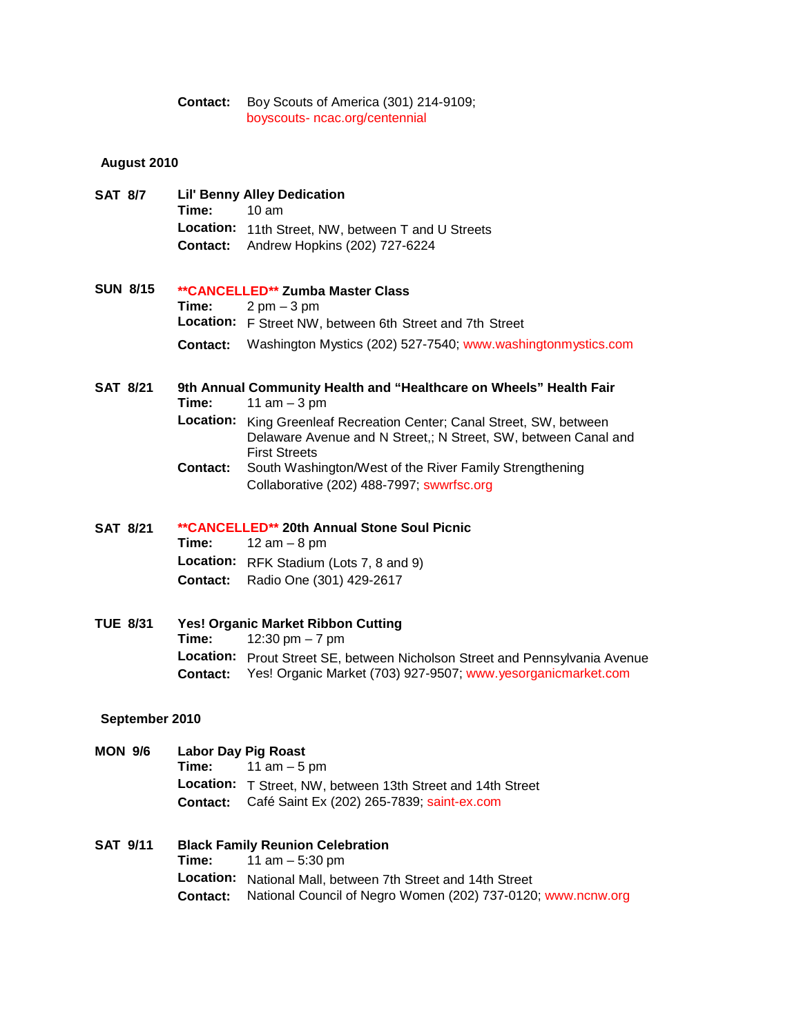**Contact:** Boy Scouts of America (301) 214-9109;
boyscouts- ncac.org/centennial

## August 2010

**SAT 8/7**

**Lil' Benny Alley Dedication**
**Time:** 10 am
**Location:** 11th Street, NW, between T and U Streets
**Contact:** Andrew Hopkins (202) 727-6224

**SUN 8/15**

****CANCELLED** Zumba Master Class**
**Time:** 2 pm – 3 pm
**Location:** F Street NW, between 6th Street and 7th Street
**Contact:** Washington Mystics (202) 527-7540; www.washingtonmystics.com

**SAT 8/21**

**9th Annual Community Health and "Healthcare on Wheels" Health Fair**
**Time:** 11 am – 3 pm
**Location:** King Greenleaf Recreation Center; Canal Street, SW, between Delaware Avenue and N Street,; N Street, SW, between Canal and First Streets
**Contact:** South Washington/West of the River Family Strengthening Collaborative (202) 488-7997; swwrfsc.org

**SAT 8/21**

****CANCELLED** 20th Annual Stone Soul Picnic**
**Time:** 12 am – 8 pm
**Location:** RFK Stadium (Lots 7, 8 and 9)
**Contact:** Radio One (301) 429-2617

**TUE 8/31**

**Yes! Organic Market Ribbon Cutting**
**Time:** 12:30 pm – 7 pm
**Location:** Prout Street SE, between Nicholson Street and Pennsylvania Avenue
**Contact:** Yes! Organic Market (703) 927-9507; www.yesorganicmarket.com

## September 2010

**MON 9/6**

**Labor Day Pig Roast**
**Time:** 11 am – 5 pm
**Location:** T Street, NW, between 13th Street and 14th Street
**Contact:** Café Saint Ex (202) 265-7839; saint-ex.com

**SAT 9/11**

**Black Family Reunion Celebration**
**Time:** 11 am – 5:30 pm
**Location:** National Mall, between 7th Street and 14th Street
**Contact:** National Council of Negro Women (202) 737-0120; www.ncnw.org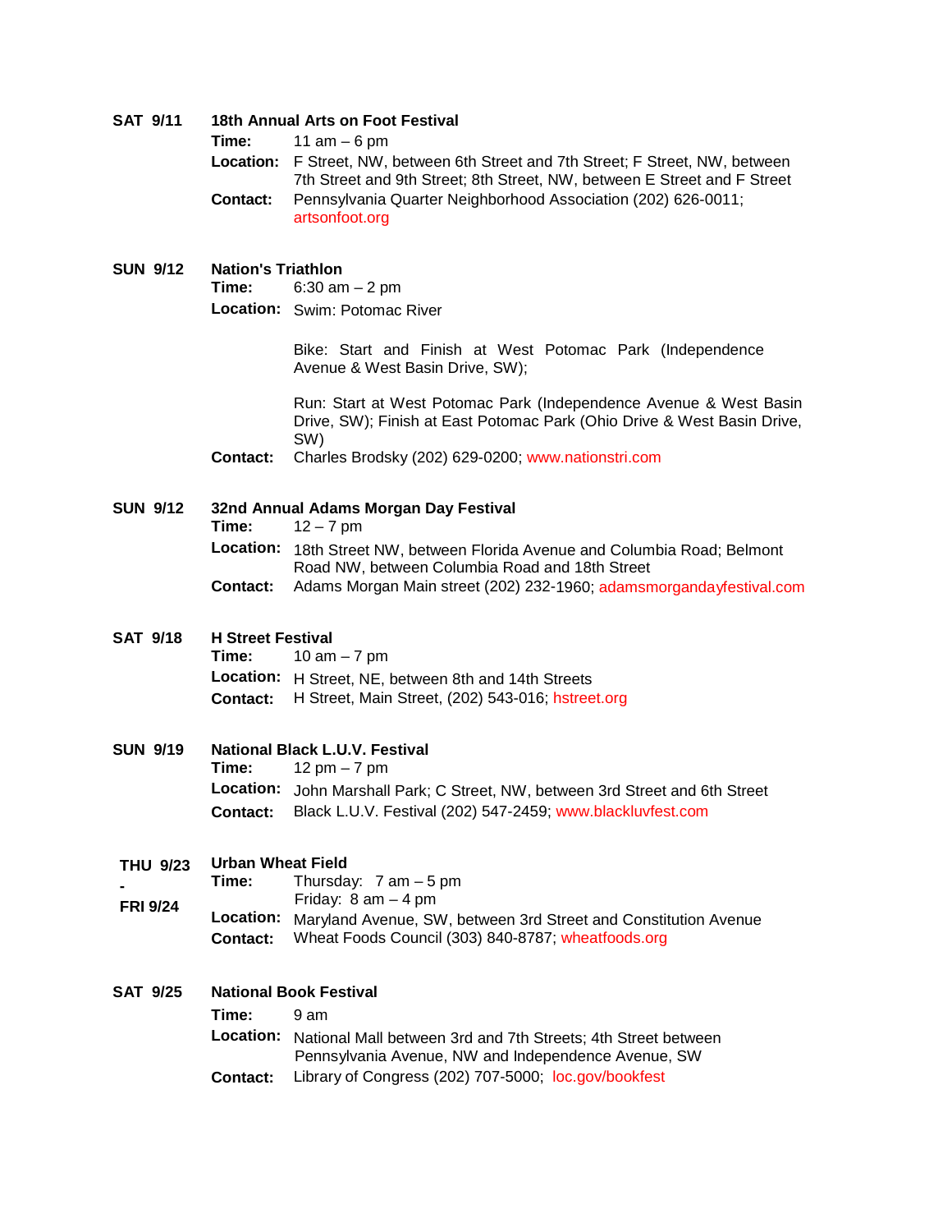**SAT 9/11** **18th Annual Arts on Foot Festival**

**Time:** 11 am – 6 pm

**Location:** F Street, NW, between 6th Street and 7th Street; F Street, NW, between 7th Street and 9th Street; 8th Street, NW, between E Street and F Street

**Contact:** Pennsylvania Quarter Neighborhood Association (202) 626-0011; artsonfoot.org

**SUN 9/12** **Nation's Triathlon**

**Time:** 6:30 am – 2 pm

**Location:** Swim: Potomac River

Bike: Start and Finish at West Potomac Park (Independence Avenue & West Basin Drive, SW);

Run: Start at West Potomac Park (Independence Avenue & West Basin Drive, SW); Finish at East Potomac Park (Ohio Drive & West Basin Drive, SW)

**Contact:** Charles Brodsky (202) 629-0200; www.nationstri.com

**SUN 9/12** **32nd Annual Adams Morgan Day Festival**

**Time:** 12 – 7 pm

**Location:** 18th Street NW, between Florida Avenue and Columbia Road; Belmont Road NW, between Columbia Road and 18th Street

**Contact:** Adams Morgan Main street (202) 232-1960; adamsmorgandayfestival.com

**SAT 9/18** **H Street Festival**

**Time:** 10 am – 7 pm

**Location:** H Street, NE, between 8th and 14th Streets

**Contact:** H Street, Main Street, (202) 543-016; hstreet.org

**SUN 9/19** **National Black L.U.V. Festival**

**Time:** 12 pm – 7 pm

**Location:** John Marshall Park; C Street, NW, between 3rd Street and 6th Street

**Contact:** Black L.U.V. Festival (202) 547-2459; www.blackluvfest.com

**THU 9/23 - FRI 9/24** **Urban Wheat Field**

**Time:** Thursday: 7 am – 5 pm
Friday: 8 am – 4 pm

**Location:** Maryland Avenue, SW, between 3rd Street and Constitution Avenue

**Contact:** Wheat Foods Council (303) 840-8787; wheatfoods.org

**SAT 9/25** **National Book Festival**

**Time:** 9 am

**Location:** National Mall between 3rd and 7th Streets; 4th Street between Pennsylvania Avenue, NW and Independence Avenue, SW

**Contact:** Library of Congress (202) 707-5000; loc.gov/bookfest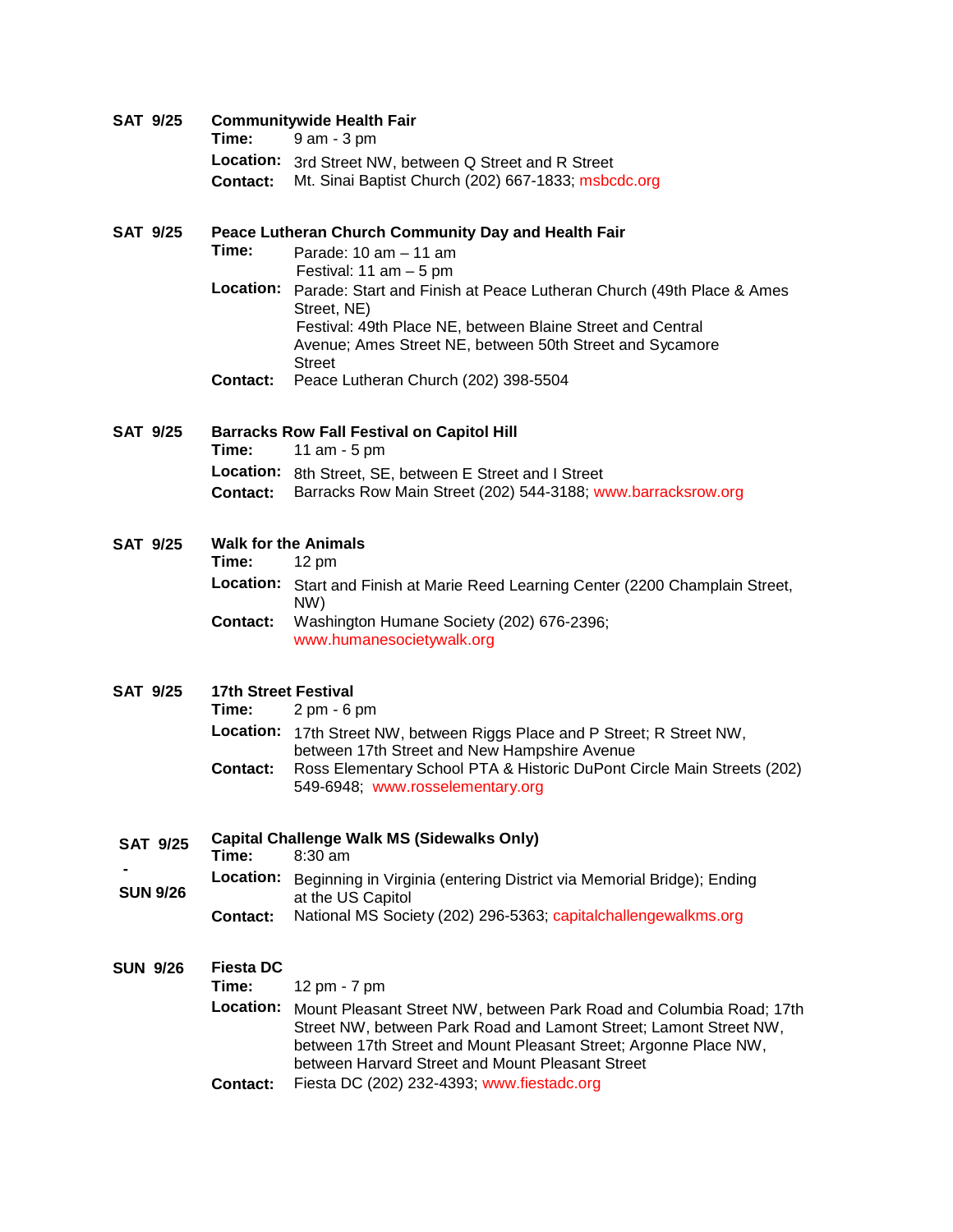**SAT 9/25** **Communitywide Health Fair**
**Time:** 9 am - 3 pm
**Location:** 3rd Street NW, between Q Street and R Street
**Contact:** Mt. Sinai Baptist Church (202) 667-1833; msbcdc.org

**SAT 9/25** **Peace Lutheran Church Community Day and Health Fair**
**Time:** Parade: 10 am – 11 am
Festival: 11 am – 5 pm
**Location:** Parade: Start and Finish at Peace Lutheran Church (49th Place & Ames Street, NE)
Festival: 49th Place NE, between Blaine Street and Central Avenue; Ames Street NE, between 50th Street and Sycamore Street
**Contact:** Peace Lutheran Church (202) 398-5504

**SAT 9/25** **Barracks Row Fall Festival on Capitol Hill**
**Time:** 11 am - 5 pm
**Location:** 8th Street, SE, between E Street and I Street
**Contact:** Barracks Row Main Street (202) 544-3188; www.barracksrow.org

**SAT 9/25** **Walk for the Animals**
**Time:** 12 pm
**Location:** Start and Finish at Marie Reed Learning Center (2200 Champlain Street, NW)
**Contact:** Washington Humane Society (202) 676-2396; www.humanesocietywalk.org

**SAT 9/25** **17th Street Festival**
**Time:** 2 pm - 6 pm
**Location:** 17th Street NW, between Riggs Place and P Street; R Street NW, between 17th Street and New Hampshire Avenue
**Contact:** Ross Elementary School PTA & Historic DuPont Circle Main Streets (202) 549-6948; www.rosselementary.org

**SAT 9/25 - SUN 9/26** **Capital Challenge Walk MS (Sidewalks Only)**
**Time:** 8:30 am
**Location:** Beginning in Virginia (entering District via Memorial Bridge); Ending at the US Capitol
**Contact:** National MS Society (202) 296-5363; capitalchallengewalkms.org

**SUN 9/26** **Fiesta DC**
**Time:** 12 pm - 7 pm
**Location:** Mount Pleasant Street NW, between Park Road and Columbia Road; 17th Street NW, between Park Road and Lamont Street; Lamont Street NW, between 17th Street and Mount Pleasant Street; Argonne Place NW, between Harvard Street and Mount Pleasant Street
**Contact:** Fiesta DC (202) 232-4393; www.fiestadc.org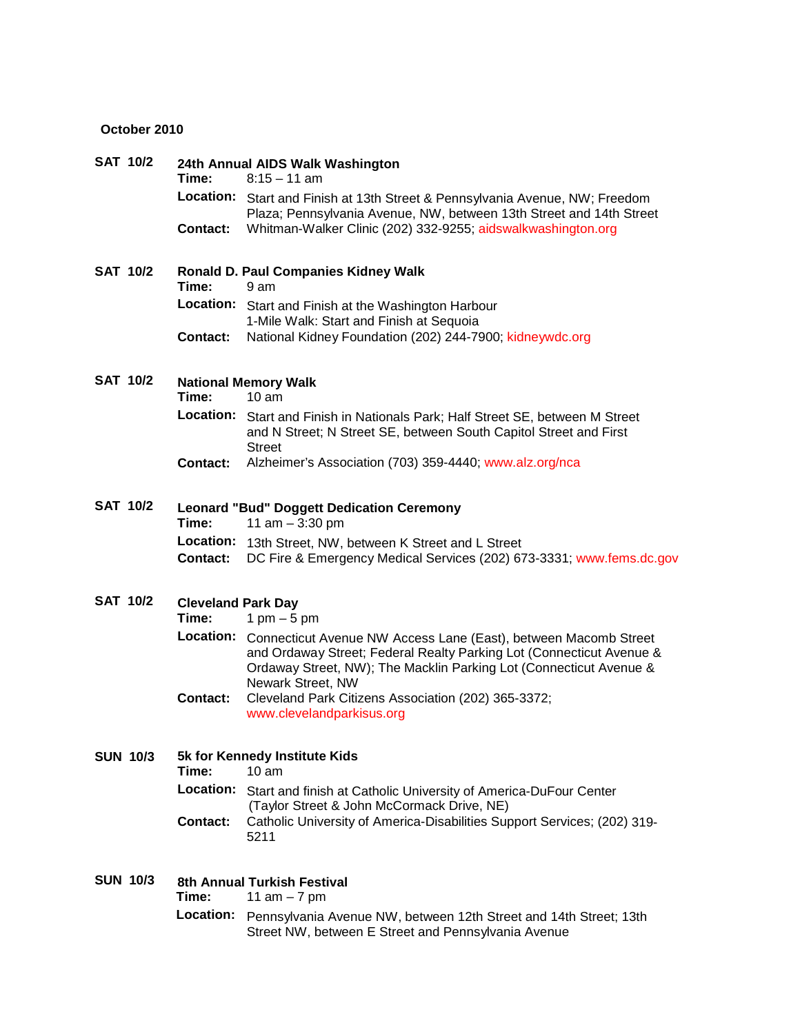**October 2010**

**SAT 10/2**

**24th Annual AIDS Walk Washington**

**Time:** 8:15 – 11 am

**Location:** Start and Finish at 13th Street & Pennsylvania Avenue, NW; Freedom Plaza; Pennsylvania Avenue, NW, between 13th Street and 14th Street

**Contact:** Whitman-Walker Clinic (202) 332-9255; aidswalkwashington.org

**SAT 10/2**

**Ronald D. Paul Companies Kidney Walk**

**Time:** 9 am

**Location:** Start and Finish at the Washington Harbour
1-Mile Walk: Start and Finish at Sequoia

**Contact:** National Kidney Foundation (202) 244-7900; kidneywdc.org

**SAT 10/2**

**National Memory Walk**

**Time:** 10 am

**Location:** Start and Finish in Nationals Park; Half Street SE, between M Street and N Street; N Street SE, between South Capitol Street and First Street

**Contact:** Alzheimer's Association (703) 359-4440; www.alz.org/nca

**SAT 10/2**

**Leonard "Bud" Doggett Dedication Ceremony**

**Time:** 11 am – 3:30 pm

**Location:** 13th Street, NW, between K Street and L Street

**Contact:** DC Fire & Emergency Medical Services (202) 673-3331; www.fems.dc.gov

**SAT 10/2**

**Cleveland Park Day**

**Time:** 1 pm – 5 pm

**Location:** Connecticut Avenue NW Access Lane (East), between Macomb Street and Ordaway Street; Federal Realty Parking Lot (Connecticut Avenue & Ordaway Street, NW); The Macklin Parking Lot (Connecticut Avenue & Newark Street, NW

**Contact:** Cleveland Park Citizens Association (202) 365-3372; www.clevelandparkisus.org

**SUN 10/3**

**5k for Kennedy Institute Kids**

**Time:** 10 am

**Location:** Start and finish at Catholic University of America-DuFour Center (Taylor Street & John McCormack Drive, NE)

**Contact:** Catholic University of America-Disabilities Support Services; (202) 319-5211

**SUN 10/3**

**8th Annual Turkish Festival**

**Time:** 11 am – 7 pm

**Location:** Pennsylvania Avenue NW, between 12th Street and 14th Street; 13th Street NW, between E Street and Pennsylvania Avenue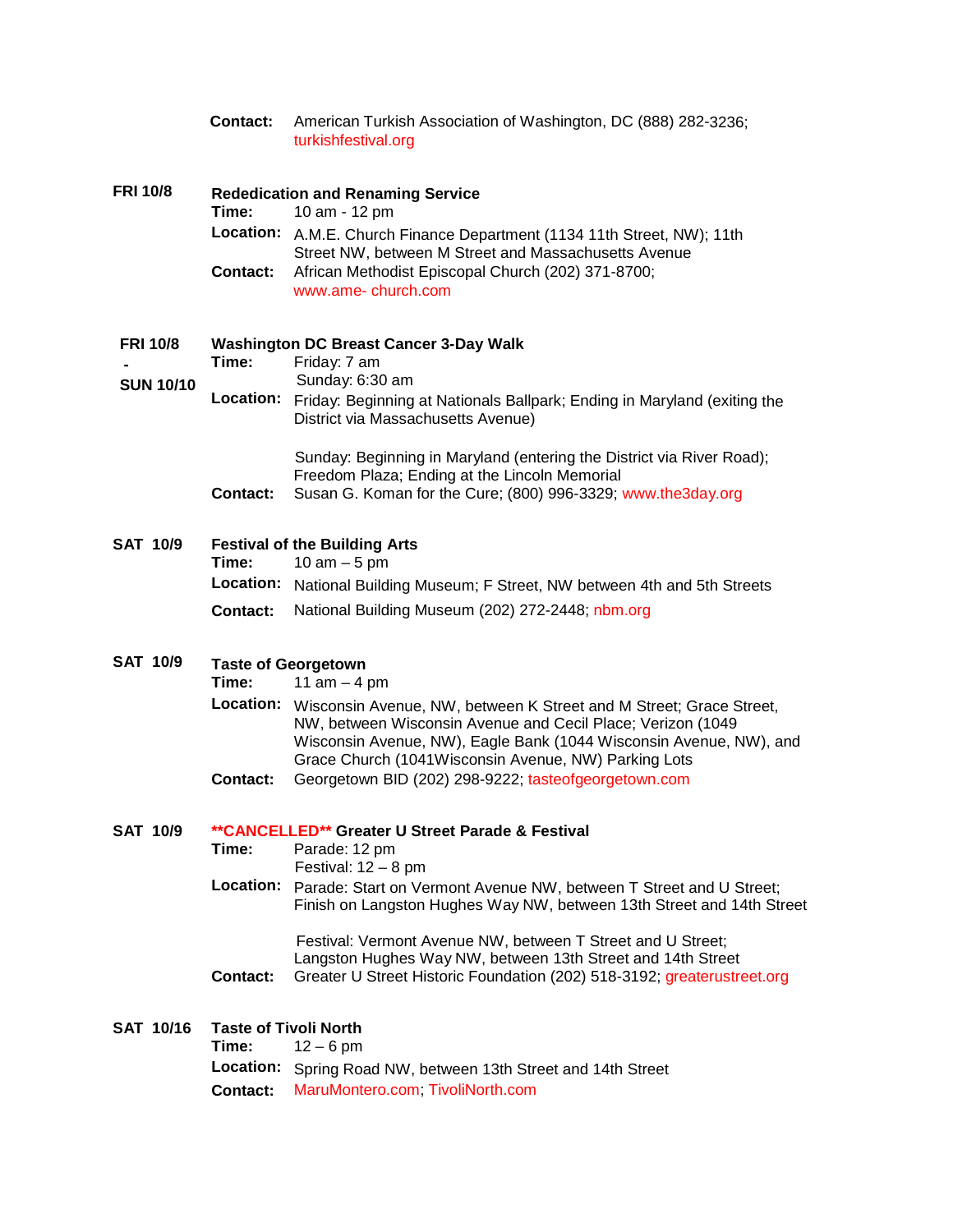**Contact:** American Turkish Association of Washington, DC (888) 282-3236; turkishfestival.org

**FRI 10/8**

**Rededication and Renaming Service**

**Time:** 10 am - 12 pm

**Location:** A.M.E. Church Finance Department (1134 11th Street, NW); 11th Street NW, between M Street and Massachusetts Avenue

**Contact:** African Methodist Episcopal Church (202) 371-8700; www.ame- church.com

**FRI 10/8 - SUN 10/10**

**Washington DC Breast Cancer 3-Day Walk**

**Time:** Friday: 7 am
Sunday: 6:30 am

**Location:** Friday: Beginning at Nationals Ballpark; Ending in Maryland (exiting the District via Massachusetts Avenue)

Sunday: Beginning in Maryland (entering the District via River Road); Freedom Plaza; Ending at the Lincoln Memorial

**Contact:** Susan G. Koman for the Cure; (800) 996-3329; www.the3day.org

**SAT 10/9**

**Festival of the Building Arts**

**Time:** 10 am – 5 pm

**Location:** National Building Museum; F Street, NW between 4th and 5th Streets

**Contact:** National Building Museum (202) 272-2448; nbm.org

**SAT 10/9**

**Taste of Georgetown**

**Time:** 11 am – 4 pm

**Location:** Wisconsin Avenue, NW, between K Street and M Street; Grace Street, NW, between Wisconsin Avenue and Cecil Place; Verizon (1049 Wisconsin Avenue, NW), Eagle Bank (1044 Wisconsin Avenue, NW), and Grace Church (1041Wisconsin Avenue, NW) Parking Lots

**Contact:** Georgetown BID (202) 298-9222; tasteofgeorgetown.com

**SAT 10/9**

****CANCELLED** Greater U Street Parade & Festival**

**Time:** Parade: 12 pm
Festival: 12 – 8 pm

**Location:** Parade: Start on Vermont Avenue NW, between T Street and U Street; Finish on Langston Hughes Way NW, between 13th Street and 14th Street

Festival: Vermont Avenue NW, between T Street and U Street; Langston Hughes Way NW, between 13th Street and 14th Street

**Contact:** Greater U Street Historic Foundation (202) 518-3192; greaterustreet.org

**SAT 10/16**

**Taste of Tivoli North**

**Time:** 12 – 6 pm

**Location:** Spring Road NW, between 13th Street and 14th Street

**Contact:** MaruMontero.com; TivoliNorth.com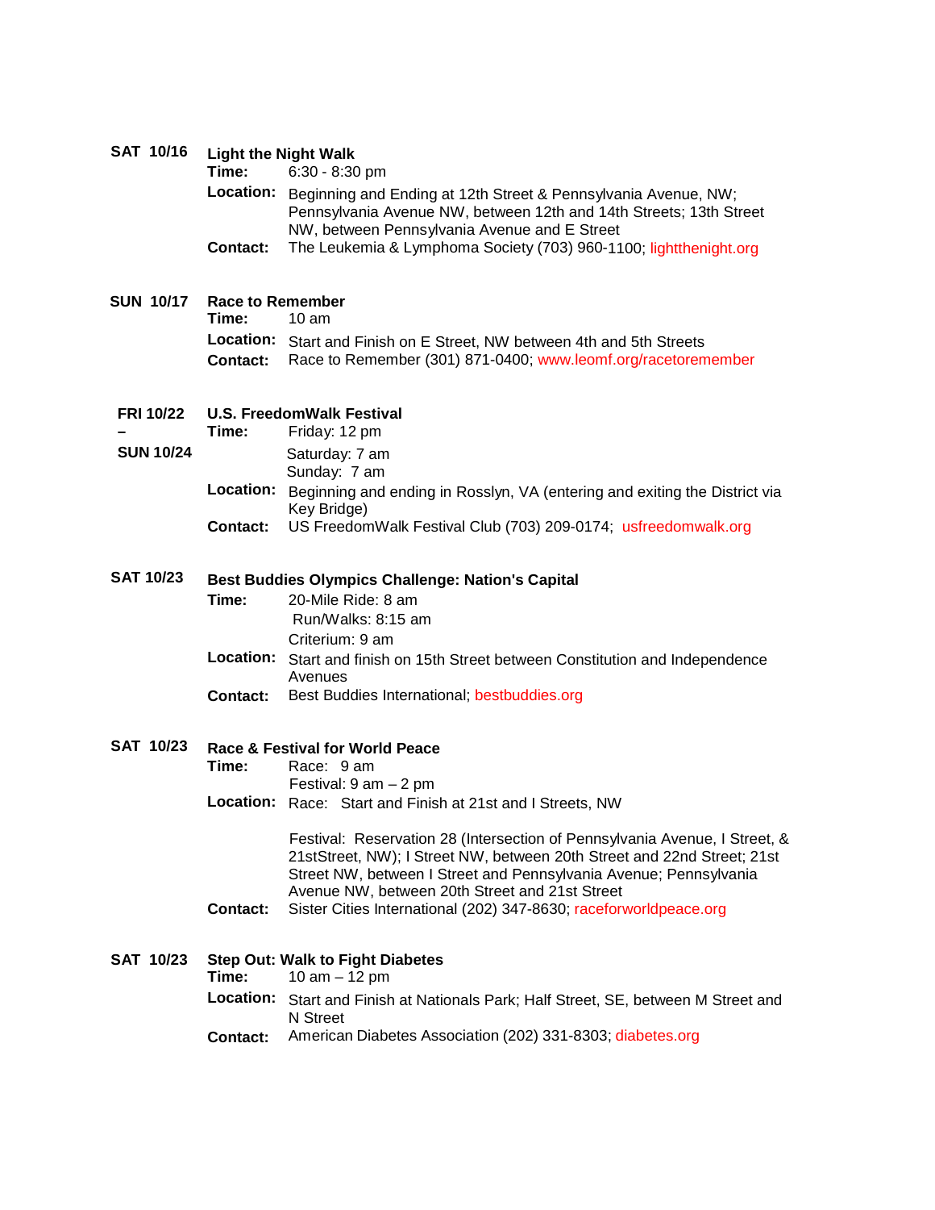**SAT 10/16** **Light the Night Walk**

**Time:** 6:30 - 8:30 pm

**Location:** Beginning and Ending at 12th Street & Pennsylvania Avenue, NW; Pennsylvania Avenue NW, between 12th and 14th Streets; 13th Street NW, between Pennsylvania Avenue and E Street

**Contact:** The Leukemia & Lymphoma Society (703) 960-1100; lightthenight.org

**SUN 10/17** **Race to Remember**

**Time:** 10 am

**Location:** Start and Finish on E Street, NW between 4th and 5th Streets

**Contact:** Race to Remember (301) 871-0400; www.leomf.org/racetoremember

**FRI 10/22 – SUN 10/24** **U.S. FreedomWalk Festival**

**Time:** Friday: 12 pm
Saturday: 7 am
Sunday: 7 am

**Location:** Beginning and ending in Rosslyn, VA (entering and exiting the District via Key Bridge)

**Contact:** US FreedomWalk Festival Club (703) 209-0174; usfreedomwalk.org

**SAT 10/23** **Best Buddies Olympics Challenge: Nation's Capital**

**Time:** 20-Mile Ride: 8 am
Run/Walks: 8:15 am
Criterium: 9 am

**Location:** Start and finish on 15th Street between Constitution and Independence Avenues

**Contact:** Best Buddies International; bestbuddies.org

**SAT 10/23** **Race & Festival for World Peace**

**Time:** Race: 9 am
Festival: 9 am – 2 pm

**Location:** Race: Start and Finish at 21st and I Streets, NW

Festival: Reservation 28 (Intersection of Pennsylvania Avenue, I Street, & 21stStreet, NW); I Street NW, between 20th Street and 22nd Street; 21st Street NW, between I Street and Pennsylvania Avenue; Pennsylvania Avenue NW, between 20th Street and 21st Street

**Contact:** Sister Cities International (202) 347-8630; raceforworldpeace.org

**SAT 10/23** **Step Out: Walk to Fight Diabetes**

**Time:** 10 am – 12 pm

**Location:** Start and Finish at Nationals Park; Half Street, SE, between M Street and N Street

**Contact:** American Diabetes Association (202) 331-8303; diabetes.org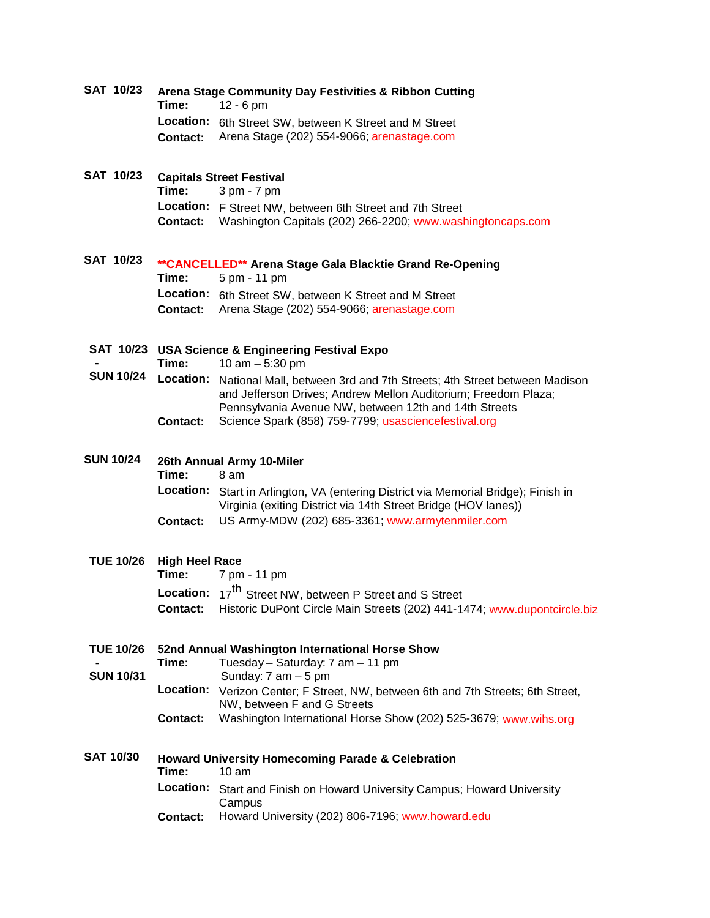**SAT 10/23** **Arena Stage Community Day Festivities & Ribbon Cutting**

**Time:** 12 - 6 pm
**Location:** 6th Street SW, between K Street and M Street
**Contact:** Arena Stage (202) 554-9066; arenastage.com

**SAT 10/23** **Capitals Street Festival**

**Time:** 3 pm - 7 pm
**Location:** F Street NW, between 6th Street and 7th Street
**Contact:** Washington Capitals (202) 266-2200; www.washingtoncaps.com

**SAT 10/23** **\*\*CANCELLED\*\* Arena Stage Gala Blacktie Grand Re-Opening**

**Time:** 5 pm - 11 pm
**Location:** 6th Street SW, between K Street and M Street
**Contact:** Arena Stage (202) 554-9066; arenastage.com

**SAT 10/23 - SUN 10/24** **USA Science & Engineering Festival Expo**

**Time:** 10 am – 5:30 pm
**Location:** National Mall, between 3rd and 7th Streets; 4th Street between Madison and Jefferson Drives; Andrew Mellon Auditorium; Freedom Plaza; Pennsylvania Avenue NW, between 12th and 14th Streets
**Contact:** Science Spark (858) 759-7799; usasciencefestival.org

**SUN 10/24** **26th Annual Army 10-Miler**

**Time:** 8 am
**Location:** Start in Arlington, VA (entering District via Memorial Bridge); Finish in Virginia (exiting District via 14th Street Bridge (HOV lanes))
**Contact:** US Army-MDW (202) 685-3361; www.armytenmiler.com

**TUE 10/26** **High Heel Race**

**Time:** 7 pm - 11 pm
**Location:** 17th Street NW, between P Street and S Street
**Contact:** Historic DuPont Circle Main Streets (202) 441-1474; www.dupontcircle.biz

**TUE 10/26 - SUN 10/31** **52nd Annual Washington International Horse Show**

**Time:** Tuesday – Saturday: 7 am – 11 pm
Sunday: 7 am – 5 pm
**Location:** Verizon Center; F Street, NW, between 6th and 7th Streets; 6th Street, NW, between F and G Streets
**Contact:** Washington International Horse Show (202) 525-3679; www.wihs.org

**SAT 10/30** **Howard University Homecoming Parade & Celebration**

**Time:** 10 am
**Location:** Start and Finish on Howard University Campus; Howard University Campus
**Contact:** Howard University (202) 806-7196; www.howard.edu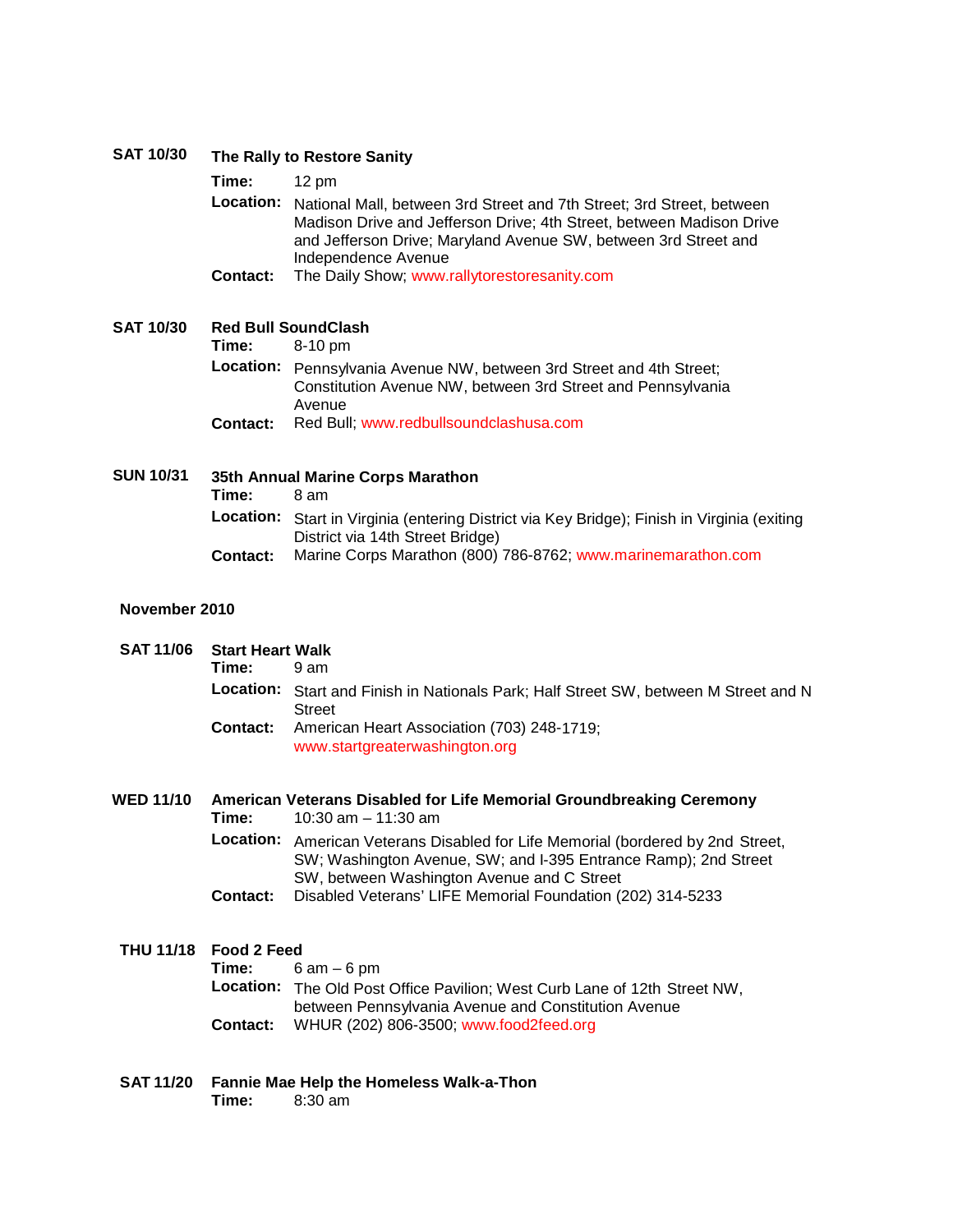**SAT 10/30** **The Rally to Restore Sanity**

**Time:** 12 pm

**Location:** National Mall, between 3rd Street and 7th Street; 3rd Street, between Madison Drive and Jefferson Drive; 4th Street, between Madison Drive and Jefferson Drive; Maryland Avenue SW, between 3rd Street and Independence Avenue

**Contact:** The Daily Show; www.rallytorestoresanity.com

**SAT 10/30** **Red Bull SoundClash**

**Time:** 8-10 pm

**Location:** Pennsylvania Avenue NW, between 3rd Street and 4th Street; Constitution Avenue NW, between 3rd Street and Pennsylvania Avenue

**Contact:** Red Bull; www.redbullsoundclashusa.com

**SUN 10/31** **35th Annual Marine Corps Marathon**

**Time:** 8 am

**Location:** Start in Virginia (entering District via Key Bridge); Finish in Virginia (exiting District via 14th Street Bridge)

**Contact:** Marine Corps Marathon (800) 786-8762; www.marinemarathon.com

**November 2010**

**SAT 11/06** **Start Heart Walk**

**Time:** 9 am

**Location:** Start and Finish in Nationals Park; Half Street SW, between M Street and N Street

**Contact:** American Heart Association (703) 248-1719; www.startgreaterwashington.org

**WED 11/10** **American Veterans Disabled for Life Memorial Groundbreaking Ceremony**

**Time:** 10:30 am – 11:30 am

**Location:** American Veterans Disabled for Life Memorial (bordered by 2nd Street, SW; Washington Avenue, SW; and I-395 Entrance Ramp); 2nd Street SW, between Washington Avenue and C Street

**Contact:** Disabled Veterans' LIFE Memorial Foundation (202) 314-5233

**THU 11/18** **Food 2 Feed**

**Time:** 6 am – 6 pm

**Location:** The Old Post Office Pavilion; West Curb Lane of 12th Street NW, between Pennsylvania Avenue and Constitution Avenue

**Contact:** WHUR (202) 806-3500; www.food2feed.org

**SAT 11/20** **Fannie Mae Help the Homeless Walk-a-Thon**

**Time:** 8:30 am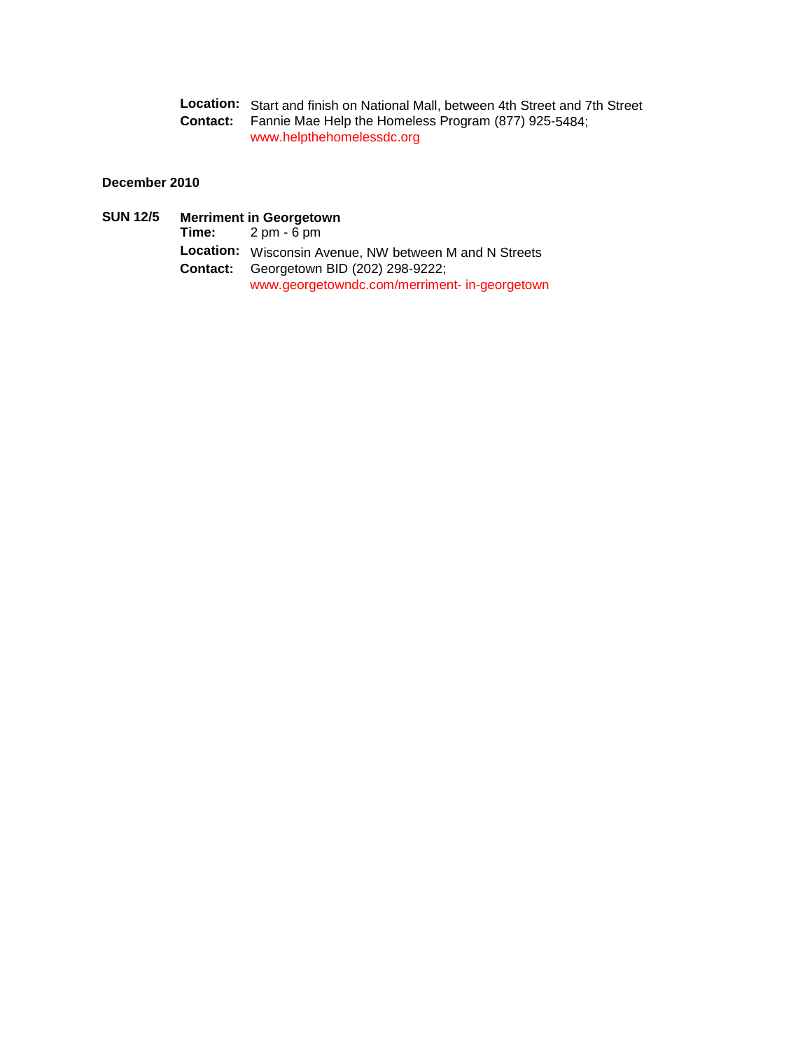**Location:** Start and finish on National Mall, between 4th Street and 7th Street
**Contact:** Fannie Mae Help the Homeless Program (877) 925-5484; www.helpthehomelessdc.org

**December 2010**

**SUN 12/5** **Merriment in Georgetown**
**Time:** 2 pm - 6 pm
**Location:** Wisconsin Avenue, NW between M and N Streets
**Contact:** Georgetown BID (202) 298-9222; www.georgetowndc.com/merriment- in-georgetown